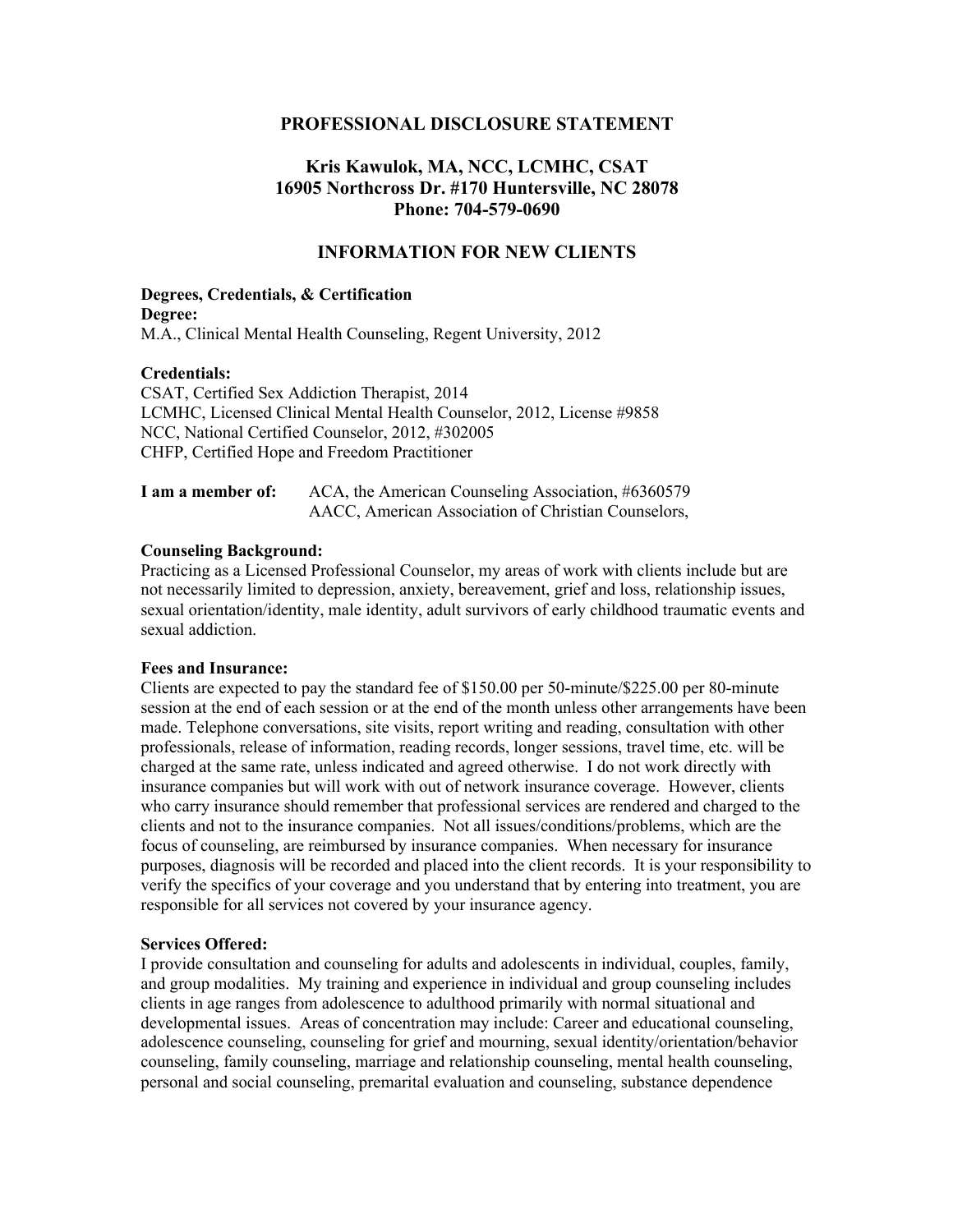# PROFESSIONAL DISCLOSURE STATEMENT

## Kris Kawulok, MA, NCC, LCMHC, CSAT
## 16905 Northcross Dr. #170 Huntersville, NC 28078
## Phone: 704-579-0690

## INFORMATION FOR NEW CLIENTS

**Degrees, Credentials, & Certification**

**Degree:**

M.A., Clinical Mental Health Counseling, Regent University, 2012

**Credentials:**

CSAT, Certified Sex Addiction Therapist, 2014
LCMHC, Licensed Clinical Mental Health Counselor, 2012, License #9858
NCC, National Certified Counselor, 2012, #302005
CHFP, Certified Hope and Freedom Practitioner

**I am a member of:** ACA, the American Counseling Association, #6360579
AACC, American Association of Christian Counselors,

**Counseling Background:**

Practicing as a Licensed Professional Counselor, my areas of work with clients include but are not necessarily limited to depression, anxiety, bereavement, grief and loss, relationship issues, sexual orientation/identity, male identity, adult survivors of early childhood traumatic events and sexual addiction.

**Fees and Insurance:**

Clients are expected to pay the standard fee of $150.00 per 50-minute/$225.00 per 80-minute session at the end of each session or at the end of the month unless other arrangements have been made. Telephone conversations, site visits, report writing and reading, consultation with other professionals, release of information, reading records, longer sessions, travel time, etc. will be charged at the same rate, unless indicated and agreed otherwise. I do not work directly with insurance companies but will work with out of network insurance coverage. However, clients who carry insurance should remember that professional services are rendered and charged to the clients and not to the insurance companies. Not all issues/conditions/problems, which are the focus of counseling, are reimbursed by insurance companies. When necessary for insurance purposes, diagnosis will be recorded and placed into the client records. It is your responsibility to verify the specifics of your coverage and you understand that by entering into treatment, you are responsible for all services not covered by your insurance agency.

**Services Offered:**

I provide consultation and counseling for adults and adolescents in individual, couples, family, and group modalities. My training and experience in individual and group counseling includes clients in age ranges from adolescence to adulthood primarily with normal situational and developmental issues. Areas of concentration may include: Career and educational counseling, adolescence counseling, counseling for grief and mourning, sexual identity/orientation/behavior counseling, family counseling, marriage and relationship counseling, mental health counseling, personal and social counseling, premarital evaluation and counseling, substance dependence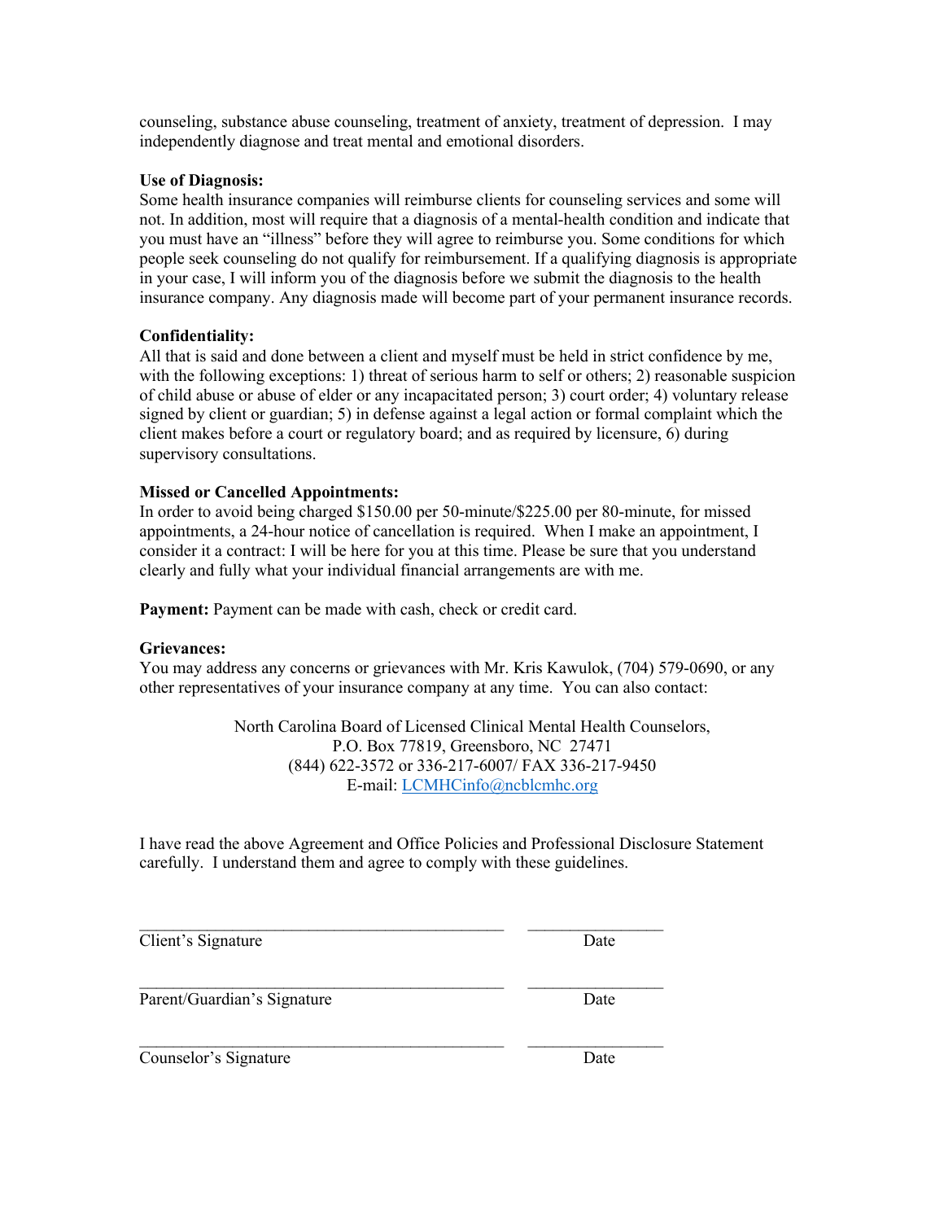counseling, substance abuse counseling, treatment of anxiety, treatment of depression. I may independently diagnose and treat mental and emotional disorders.

**Use of Diagnosis:**
Some health insurance companies will reimburse clients for counseling services and some will not. In addition, most will require that a diagnosis of a mental-health condition and indicate that you must have an "illness" before they will agree to reimburse you. Some conditions for which people seek counseling do not qualify for reimbursement. If a qualifying diagnosis is appropriate in your case, I will inform you of the diagnosis before we submit the diagnosis to the health insurance company. Any diagnosis made will become part of your permanent insurance records.

**Confidentiality:**
All that is said and done between a client and myself must be held in strict confidence by me, with the following exceptions: 1) threat of serious harm to self or others; 2) reasonable suspicion of child abuse or abuse of elder or any incapacitated person; 3) court order; 4) voluntary release signed by client or guardian; 5) in defense against a legal action or formal complaint which the client makes before a court or regulatory board; and as required by licensure, 6) during supervisory consultations.

**Missed or Cancelled Appointments:**
In order to avoid being charged $150.00 per 50-minute/$225.00 per 80-minute, for missed appointments, a 24-hour notice of cancellation is required. When I make an appointment, I consider it a contract: I will be here for you at this time. Please be sure that you understand clearly and fully what your individual financial arrangements are with me.

**Payment:** Payment can be made with cash, check or credit card.

**Grievances:**
You may address any concerns or grievances with Mr. Kris Kawulok, (704) 579-0690, or any other representatives of your insurance company at any time. You can also contact:

North Carolina Board of Licensed Clinical Mental Health Counselors,
P.O. Box 77819, Greensboro, NC 27471
(844) 622-3572 or 336-217-6007/ FAX 336-217-9450
E-mail: LCMHCinfo@ncblcmhc.org

I have read the above Agreement and Office Policies and Professional Disclosure Statement carefully. I understand them and agree to comply with these guidelines.

_____________________________________________ ________________
Client's Signature Date

_____________________________________________ ________________
Parent/Guardian's Signature Date

_____________________________________________ ________________
Counselor's Signature Date